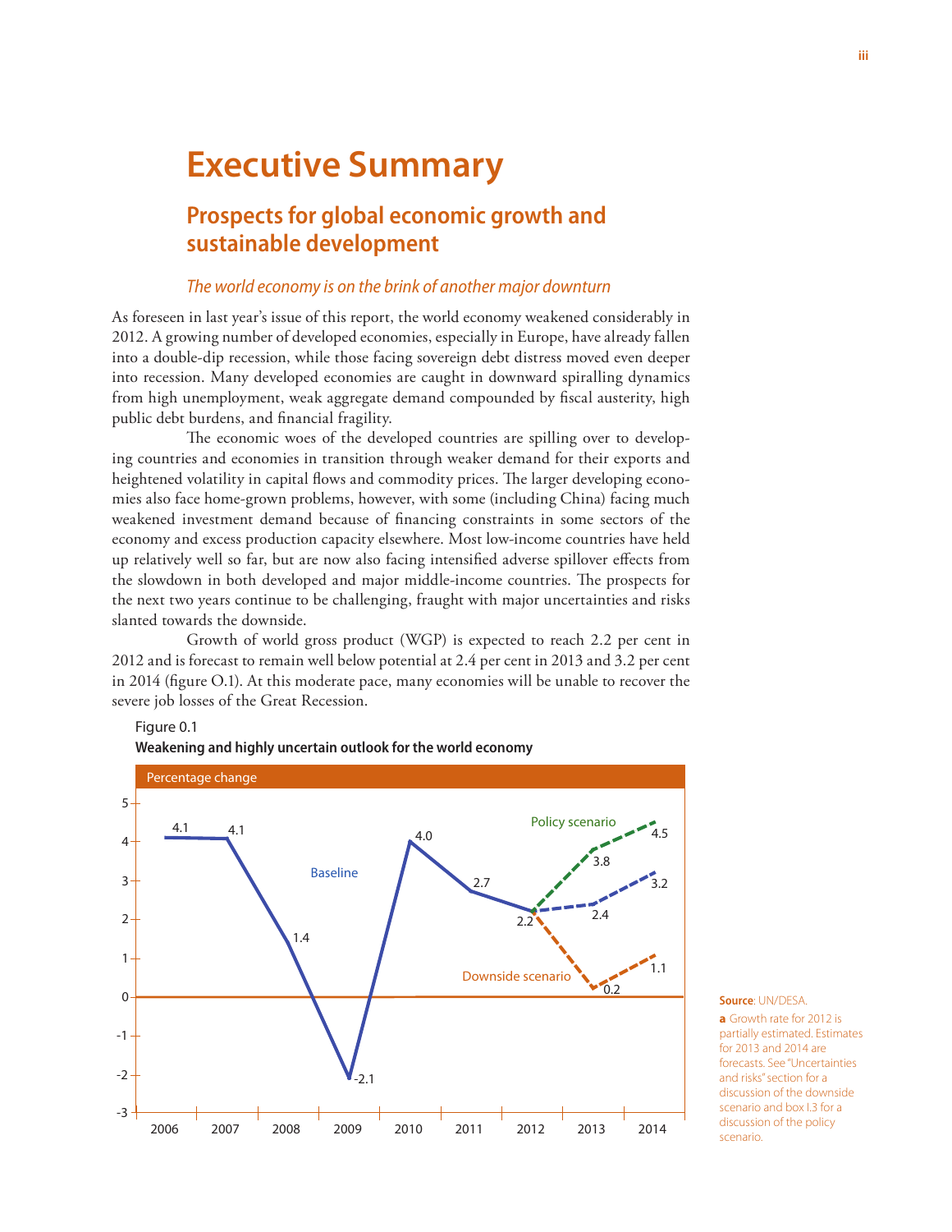# Executive Summary

## Prospects for global economic growth and sustainable development

### *The world economy is on the brink of another major downturn*

As foreseen in last year's issue of this report, the world economy weakened considerably in 2012. A growing number of developed economies, especially in Europe, have already fallen into a double-dip recession, while those facing sovereign debt distress moved even deeper into recession. Many developed economies are caught in downward spiralling dynamics from high unemployment, weak aggregate demand compounded by fiscal austerity, high public debt burdens, and financial fragility.

The economic woes of the developed countries are spilling over to developing countries and economies in transition through weaker demand for their exports and heightened volatility in capital flows and commodity prices. The larger developing economies also face home-grown problems, however, with some (including China) facing much weakened investment demand because of financing constraints in some sectors of the economy and excess production capacity elsewhere. Most low-income countries have held up relatively well so far, but are now also facing intensified adverse spillover effects from the slowdown in both developed and major middle-income countries. The prospects for the next two years continue to be challenging, fraught with major uncertainties and risks slanted towards the downside.

Growth of world gross product (WGP) is expected to reach 2.2 per cent in 2012 and is forecast to remain well below potential at 2.4 per cent in 2013 and 3.2 per cent in 2014 (figure O.1). At this moderate pace, many economies will be unable to recover the severe job losses of the Great Recession.

Figure 0.1

**Weakening and highly uncertain outlook for the world economy**

Percentage change

| Year | Baseline | Policy scenario | Downside scenario |
|---|---|---|---|
| 2006 | 4.1 | | |
| 2007 | 4.1 | | |
| 2008 | 1.4 | | |
| 2009 | -2.1 | | |
| 2010 | 4.0 | | |
| 2011 | 2.7 | | |
| 2012 | 2.2 | 2.2 | 2.2 |
| 2013 | 2.4 | 3.8 | 0.2 |
| 2014 | 3.2 | 4.5 | 1.1 |

**Source**: UN/DESA.

**a** Growth rate for 2012 is partially estimated. Estimates for 2013 and 2014 are forecasts. See "Uncertainties and risks" section for a discussion of the downside scenario and box I.3 for a discussion of the policy scenario.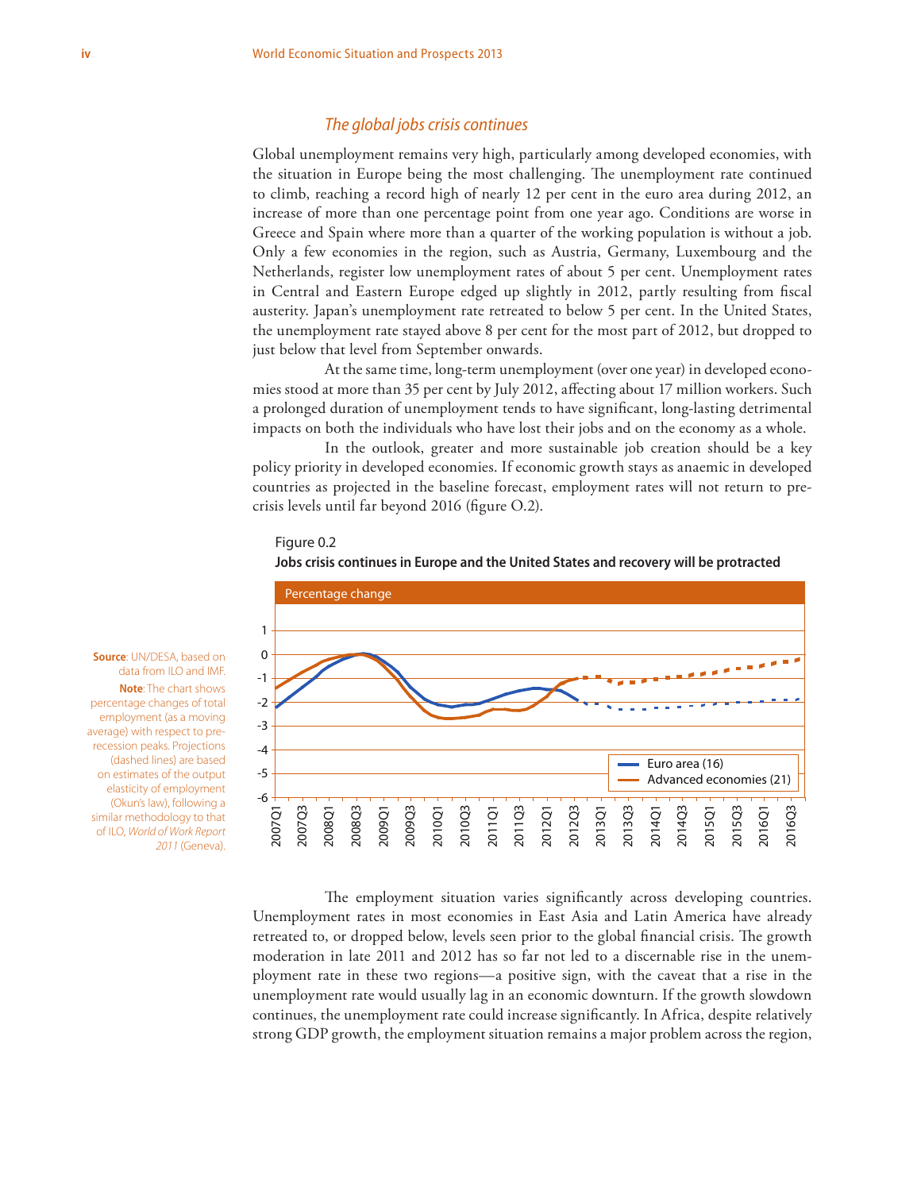## *The global jobs crisis continues*

Global unemployment remains very high, particularly among developed economies, with the situation in Europe being the most challenging. The unemployment rate continued to climb, reaching a record high of nearly 12 per cent in the euro area during 2012, an increase of more than one percentage point from one year ago. Conditions are worse in Greece and Spain where more than a quarter of the working population is without a job. Only a few economies in the region, such as Austria, Germany, Luxembourg and the Netherlands, register low unemployment rates of about 5 per cent. Unemployment rates in Central and Eastern Europe edged up slightly in 2012, partly resulting from fiscal austerity. Japan's unemployment rate retreated to below 5 per cent. In the United States, the unemployment rate stayed above 8 per cent for the most part of 2012, but dropped to just below that level from September onwards.

At the same time, long-term unemployment (over one year) in developed economies stood at more than 35 per cent by July 2012, affecting about 17 million workers. Such a prolonged duration of unemployment tends to have significant, long-lasting detrimental impacts on both the individuals who have lost their jobs and on the economy as a whole.

In the outlook, greater and more sustainable job creation should be a key policy priority in developed economies. If economic growth stays as anaemic in developed countries as projected in the baseline forecast, employment rates will not return to pre-crisis levels until far beyond 2016 (figure O.2).

Figure 0.2

**Jobs crisis continues in Europe and the United States and recovery will be protracted**

Percentage change

Legend: Euro area (16); Advanced economies (21)

**Source**: UN/DESA, based on data from ILO and IMF.

**Note**: The chart shows percentage changes of total employment (as a moving average) with respect to pre-recession peaks. Projections (dashed lines) are based on estimates of the output elasticity of employment (Okun's law), following a similar methodology to that of ILO, *World of Work Report 2011* (Geneva).

The employment situation varies significantly across developing countries. Unemployment rates in most economies in East Asia and Latin America have already retreated to, or dropped below, levels seen prior to the global financial crisis. The growth moderation in late 2011 and 2012 has so far not led to a discernable rise in the unemployment rate in these two regions—a positive sign, with the caveat that a rise in the unemployment rate would usually lag in an economic downturn. If the growth slowdown continues, the unemployment rate could increase significantly. In Africa, despite relatively strong GDP growth, the employment situation remains a major problem across the region,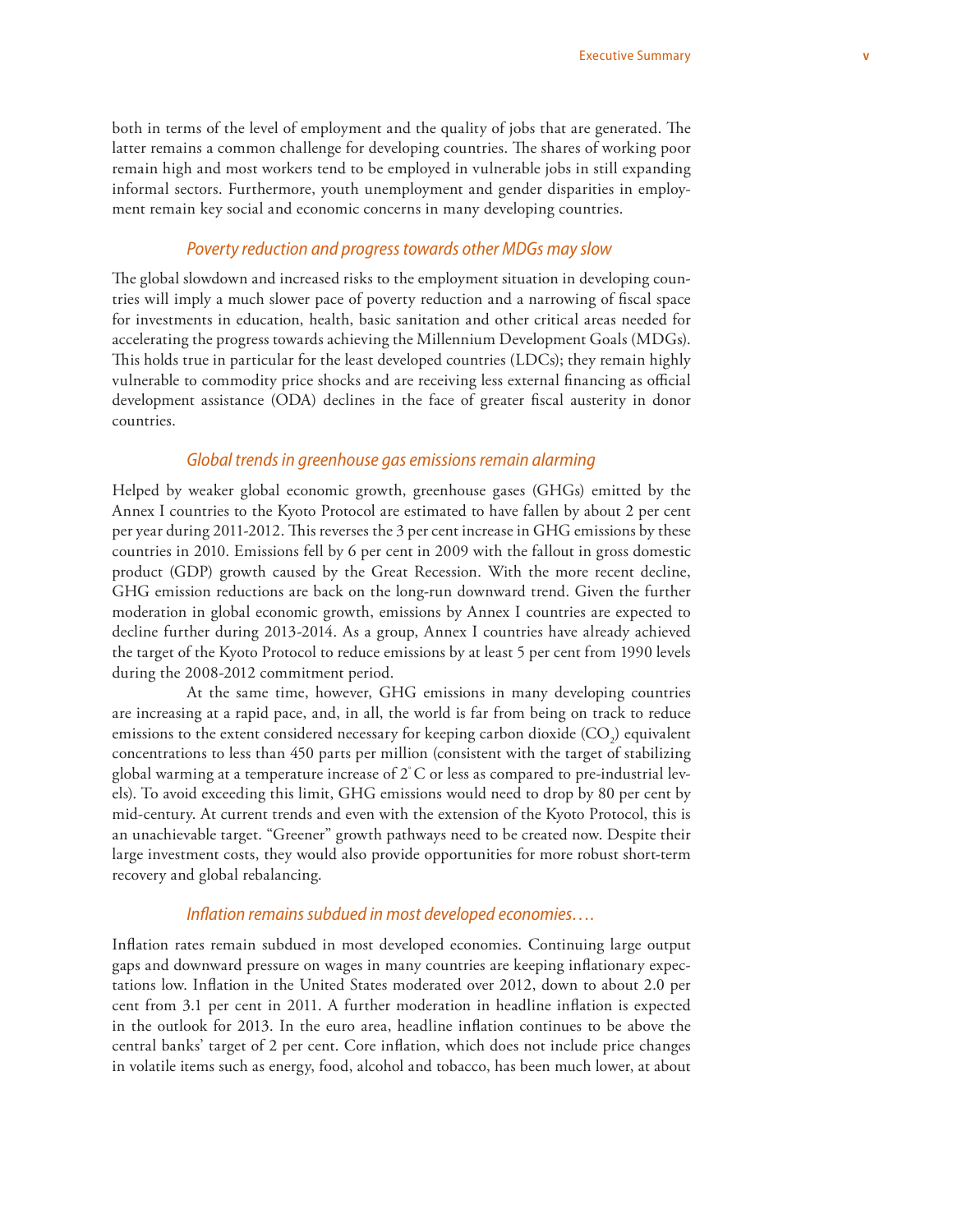both in terms of the level of employment and the quality of jobs that are generated. The latter remains a common challenge for developing countries. The shares of working poor remain high and most workers tend to be employed in vulnerable jobs in still expanding informal sectors. Furthermore, youth unemployment and gender disparities in employment remain key social and economic concerns in many developing countries.

### *Poverty reduction and progress towards other MDGs may slow*

The global slowdown and increased risks to the employment situation in developing countries will imply a much slower pace of poverty reduction and a narrowing of fiscal space for investments in education, health, basic sanitation and other critical areas needed for accelerating the progress towards achieving the Millennium Development Goals (MDGs). This holds true in particular for the least developed countries (LDCs); they remain highly vulnerable to commodity price shocks and are receiving less external financing as official development assistance (ODA) declines in the face of greater fiscal austerity in donor countries.

### *Global trends in greenhouse gas emissions remain alarming*

Helped by weaker global economic growth, greenhouse gases (GHGs) emitted by the Annex I countries to the Kyoto Protocol are estimated to have fallen by about 2 per cent per year during 2011-2012. This reverses the 3 per cent increase in GHG emissions by these countries in 2010. Emissions fell by 6 per cent in 2009 with the fallout in gross domestic product (GDP) growth caused by the Great Recession. With the more recent decline, GHG emission reductions are back on the long-run downward trend. Given the further moderation in global economic growth, emissions by Annex I countries are expected to decline further during 2013-2014. As a group, Annex I countries have already achieved the target of the Kyoto Protocol to reduce emissions by at least 5 per cent from 1990 levels during the 2008-2012 commitment period.

At the same time, however, GHG emissions in many developing countries are increasing at a rapid pace, and, in all, the world is far from being on track to reduce emissions to the extent considered necessary for keeping carbon dioxide ($CO_2$) equivalent concentrations to less than 450 parts per million (consistent with the target of stabilizing global warming at a temperature increase of 2° C or less as compared to pre-industrial levels). To avoid exceeding this limit, GHG emissions would need to drop by 80 per cent by mid-century. At current trends and even with the extension of the Kyoto Protocol, this is an unachievable target. "Greener" growth pathways need to be created now. Despite their large investment costs, they would also provide opportunities for more robust short-term recovery and global rebalancing.

### *Inflation remains subdued in most developed economies….*

Inflation rates remain subdued in most developed economies. Continuing large output gaps and downward pressure on wages in many countries are keeping inflationary expectations low. Inflation in the United States moderated over 2012, down to about 2.0 per cent from 3.1 per cent in 2011. A further moderation in headline inflation is expected in the outlook for 2013. In the euro area, headline inflation continues to be above the central banks' target of 2 per cent. Core inflation, which does not include price changes in volatile items such as energy, food, alcohol and tobacco, has been much lower, at about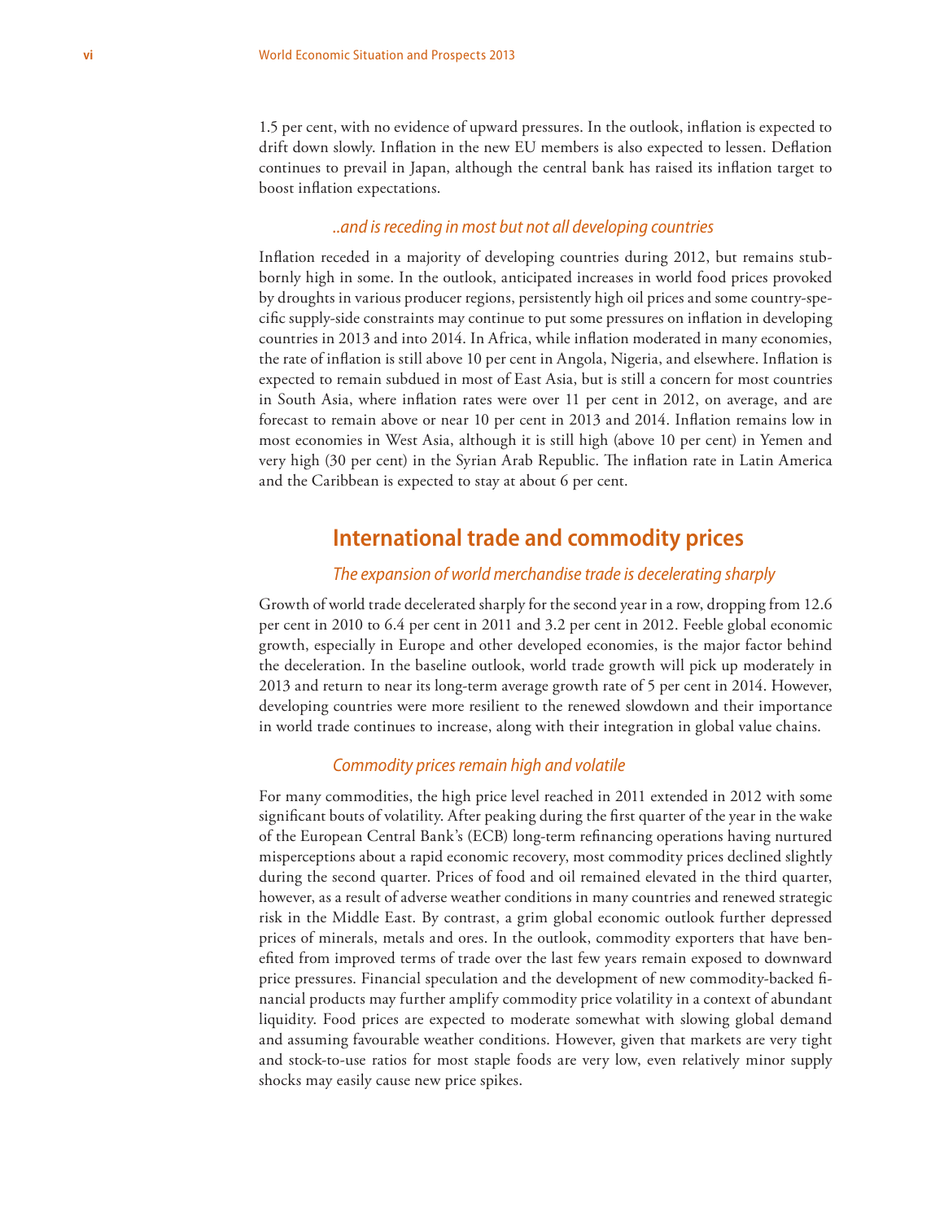1.5 per cent, with no evidence of upward pressures. In the outlook, inflation is expected to drift down slowly. Inflation in the new EU members is also expected to lessen. Deflation continues to prevail in Japan, although the central bank has raised its inflation target to boost inflation expectations.

### *..and is receding in most but not all developing countries*

Inflation receded in a majority of developing countries during 2012, but remains stubbornly high in some. In the outlook, anticipated increases in world food prices provoked by droughts in various producer regions, persistently high oil prices and some country-specific supply-side constraints may continue to put some pressures on inflation in developing countries in 2013 and into 2014. In Africa, while inflation moderated in many economies, the rate of inflation is still above 10 per cent in Angola, Nigeria, and elsewhere. Inflation is expected to remain subdued in most of East Asia, but is still a concern for most countries in South Asia, where inflation rates were over 11 per cent in 2012, on average, and are forecast to remain above or near 10 per cent in 2013 and 2014. Inflation remains low in most economies in West Asia, although it is still high (above 10 per cent) in Yemen and very high (30 per cent) in the Syrian Arab Republic. The inflation rate in Latin America and the Caribbean is expected to stay at about 6 per cent.

## International trade and commodity prices

### *The expansion of world merchandise trade is decelerating sharply*

Growth of world trade decelerated sharply for the second year in a row, dropping from 12.6 per cent in 2010 to 6.4 per cent in 2011 and 3.2 per cent in 2012. Feeble global economic growth, especially in Europe and other developed economies, is the major factor behind the deceleration. In the baseline outlook, world trade growth will pick up moderately in 2013 and return to near its long-term average growth rate of 5 per cent in 2014. However, developing countries were more resilient to the renewed slowdown and their importance in world trade continues to increase, along with their integration in global value chains.

### *Commodity prices remain high and volatile*

For many commodities, the high price level reached in 2011 extended in 2012 with some significant bouts of volatility. After peaking during the first quarter of the year in the wake of the European Central Bank's (ECB) long-term refinancing operations having nurtured misperceptions about a rapid economic recovery, most commodity prices declined slightly during the second quarter. Prices of food and oil remained elevated in the third quarter, however, as a result of adverse weather conditions in many countries and renewed strategic risk in the Middle East. By contrast, a grim global economic outlook further depressed prices of minerals, metals and ores. In the outlook, commodity exporters that have benefited from improved terms of trade over the last few years remain exposed to downward price pressures. Financial speculation and the development of new commodity-backed financial products may further amplify commodity price volatility in a context of abundant liquidity. Food prices are expected to moderate somewhat with slowing global demand and assuming favourable weather conditions. However, given that markets are very tight and stock-to-use ratios for most staple foods are very low, even relatively minor supply shocks may easily cause new price spikes.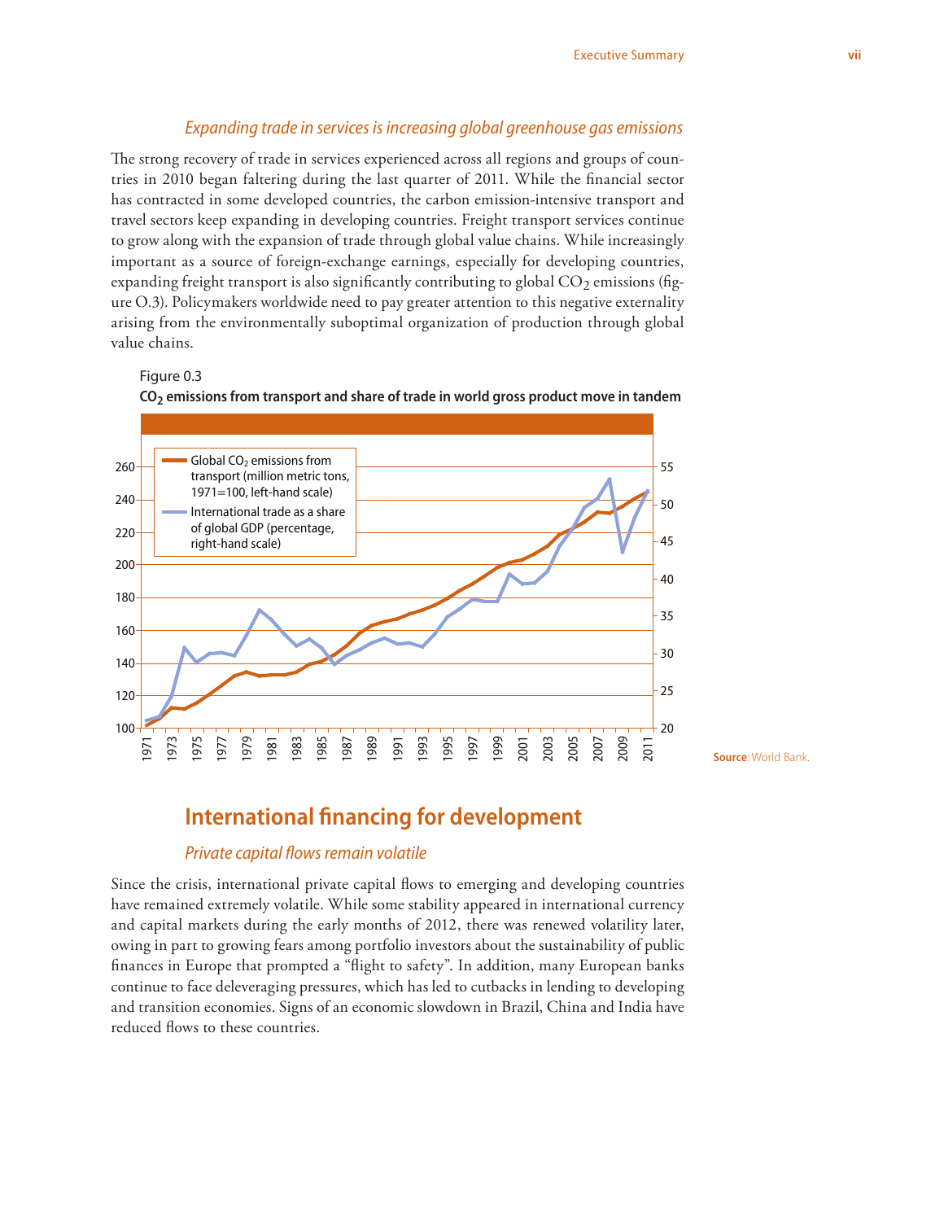### *Expanding trade in services is increasing global greenhouse gas emissions*

The strong recovery of trade in services experienced across all regions and groups of countries in 2010 began faltering during the last quarter of 2011. While the financial sector has contracted in some developed countries, the carbon emission-intensive transport and travel sectors keep expanding in developing countries. Freight transport services continue to grow along with the expansion of trade through global value chains. While increasingly important as a source of foreign-exchange earnings, especially for developing countries, expanding freight transport is also significantly contributing to global $CO_2$ emissions (figure O.3). Policymakers worldwide need to pay greater attention to this negative externality arising from the environmentally suboptimal organization of production through global value chains.

Figure O.3

**$CO_2$ emissions from transport and share of trade in world gross product move in tandem**

Global $CO_2$ emissions from transport (million metric tons, 1971=100, left-hand scale)

International trade as a share of global GDP (percentage, right-hand scale)

**Source**: World Bank.

## International financing for development

### *Private capital flows remain volatile*

Since the crisis, international private capital flows to emerging and developing countries have remained extremely volatile. While some stability appeared in international currency and capital markets during the early months of 2012, there was renewed volatility later, owing in part to growing fears among portfolio investors about the sustainability of public finances in Europe that prompted a "flight to safety". In addition, many European banks continue to face deleveraging pressures, which has led to cutbacks in lending to developing and transition economies. Signs of an economic slowdown in Brazil, China and India have reduced flows to these countries.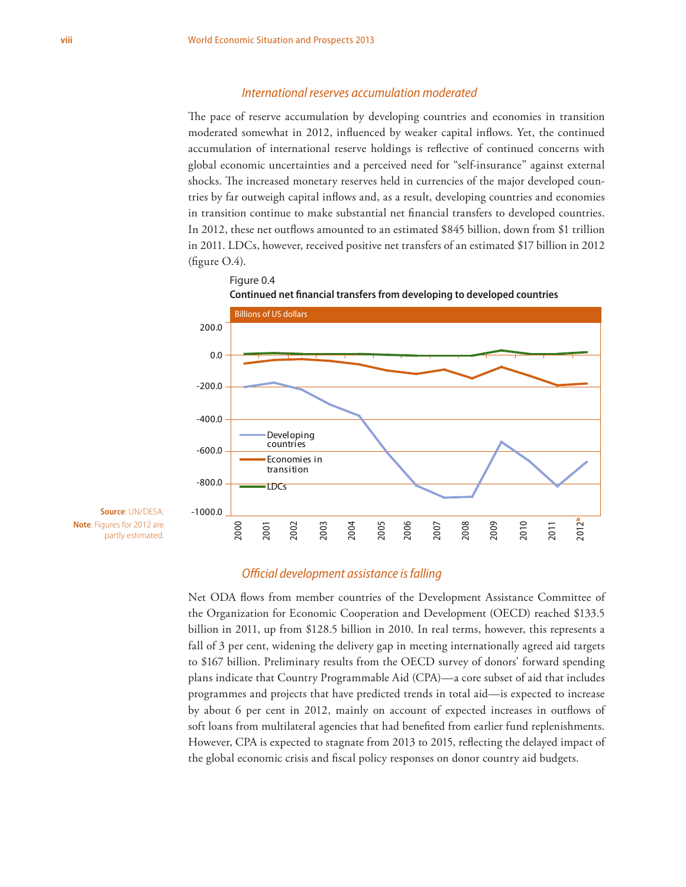### International reserves accumulation moderated

The pace of reserve accumulation by developing countries and economies in transition moderated somewhat in 2012, influenced by weaker capital inflows. Yet, the continued accumulation of international reserve holdings is reflective of continued concerns with global economic uncertainties and a perceived need for "self-insurance" against external shocks. The increased monetary reserves held in currencies of the major developed countries by far outweigh capital inflows and, as a result, developing countries and economies in transition continue to make substantial net financial transfers to developed countries. In 2012, these net outflows amounted to an estimated $845 billion, down from $1 trillion in 2011. LDCs, however, received positive net transfers of an estimated $17 billion in 2012 (figure O.4).

Figure 0.4

**Continued net financial transfers from developing to developed countries**

Billions of US dollars

Legend: Developing countries; Economies in transition; LDCs

Years: 2000, 2001, 2002, 2003, 2004, 2005, 2006, 2007, 2008, 2009, 2010, 2011, 2012[b]

**Source**: UN/DESA.
**Note**: Figures for 2012 are partly estimated.

### Official development assistance is falling

Net ODA flows from member countries of the Development Assistance Committee of the Organization for Economic Cooperation and Development (OECD) reached $133.5 billion in 2011, up from $128.5 billion in 2010. In real terms, however, this represents a fall of 3 per cent, widening the delivery gap in meeting internationally agreed aid targets to $167 billion. Preliminary results from the OECD survey of donors' forward spending plans indicate that Country Programmable Aid (CPA)—a core subset of aid that includes programmes and projects that have predicted trends in total aid—is expected to increase by about 6 per cent in 2012, mainly on account of expected increases in outflows of soft loans from multilateral agencies that had benefited from earlier fund replenishments. However, CPA is expected to stagnate from 2013 to 2015, reflecting the delayed impact of the global economic crisis and fiscal policy responses on donor country aid budgets.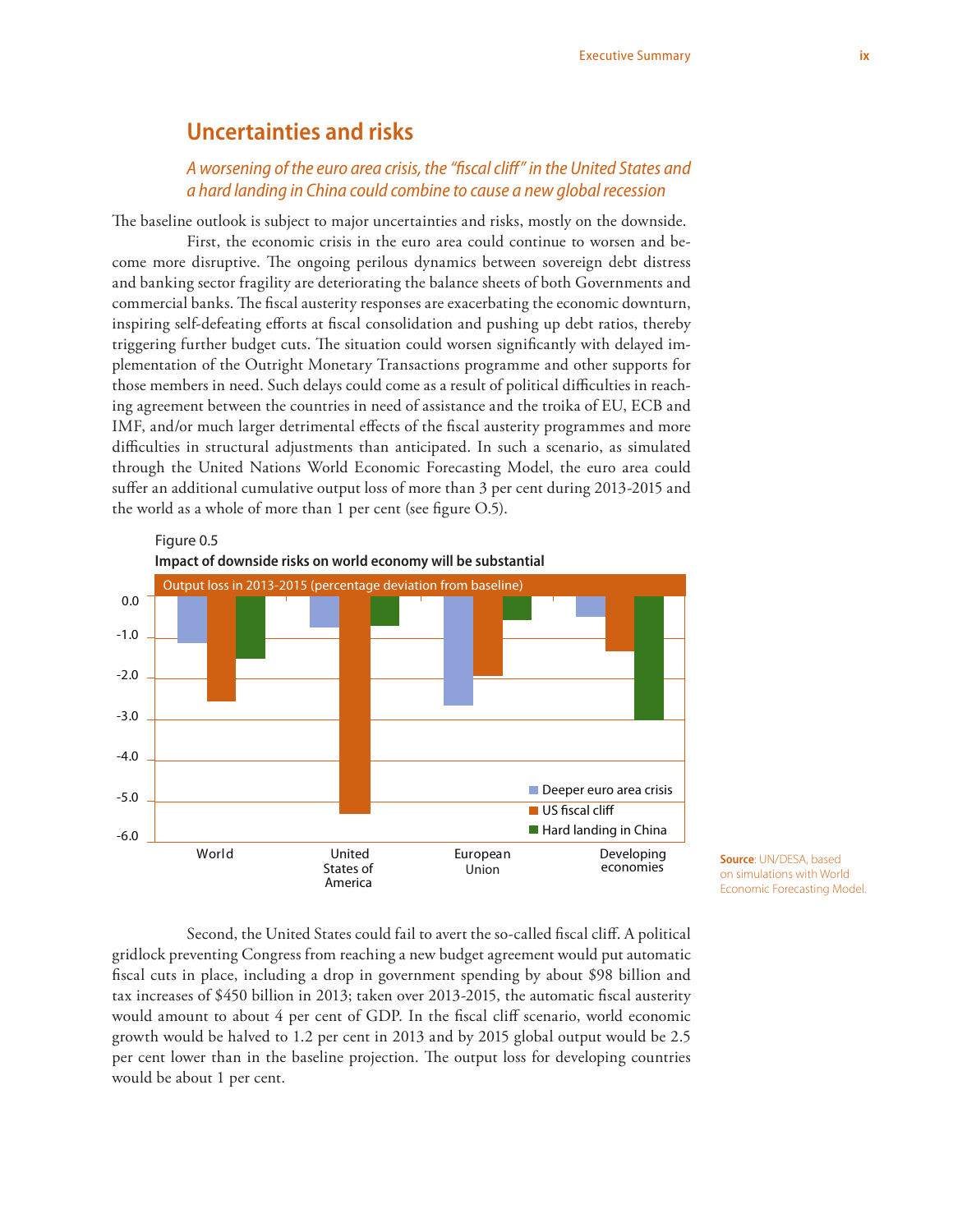## Uncertainties and risks

*A worsening of the euro area crisis, the "fiscal cliff" in the United States and a hard landing in China could combine to cause a new global recession*

The baseline outlook is subject to major uncertainties and risks, mostly on the downside.

First, the economic crisis in the euro area could continue to worsen and become more disruptive. The ongoing perilous dynamics between sovereign debt distress and banking sector fragility are deteriorating the balance sheets of both Governments and commercial banks. The fiscal austerity responses are exacerbating the economic downturn, inspiring self-defeating efforts at fiscal consolidation and pushing up debt ratios, thereby triggering further budget cuts. The situation could worsen significantly with delayed implementation of the Outright Monetary Transactions programme and other supports for those members in need. Such delays could come as a result of political difficulties in reaching agreement between the countries in need of assistance and the troika of EU, ECB and IMF, and/or much larger detrimental effects of the fiscal austerity programmes and more difficulties in structural adjustments than anticipated. In such a scenario, as simulated through the United Nations World Economic Forecasting Model, the euro area could suffer an additional cumulative output loss of more than 3 per cent during 2013-2015 and the world as a whole of more than 1 per cent (see figure O.5).

Figure 0.5

**Impact of downside risks on world economy will be substantial**

Output loss in 2013-2015 (percentage deviation from baseline)

**Source**: UN/DESA, based on simulations with World Economic Forecasting Model.

Second, the United States could fail to avert the so-called fiscal cliff. A political gridlock preventing Congress from reaching a new budget agreement would put automatic fiscal cuts in place, including a drop in government spending by about $98 billion and tax increases of $450 billion in 2013; taken over 2013-2015, the automatic fiscal austerity would amount to about 4 per cent of GDP. In the fiscal cliff scenario, world economic growth would be halved to 1.2 per cent in 2013 and by 2015 global output would be 2.5 per cent lower than in the baseline projection. The output loss for developing countries would be about 1 per cent.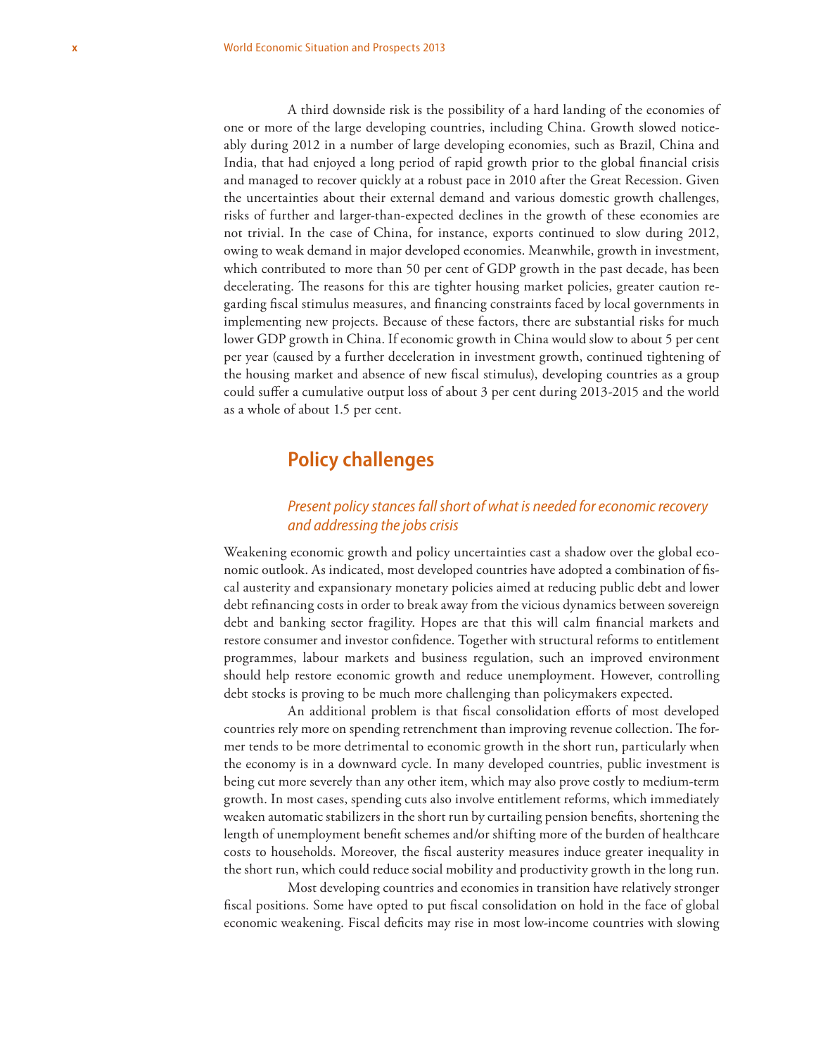A third downside risk is the possibility of a hard landing of the economies of one or more of the large developing countries, including China. Growth slowed noticeably during 2012 in a number of large developing economies, such as Brazil, China and India, that had enjoyed a long period of rapid growth prior to the global financial crisis and managed to recover quickly at a robust pace in 2010 after the Great Recession. Given the uncertainties about their external demand and various domestic growth challenges, risks of further and larger-than-expected declines in the growth of these economies are not trivial. In the case of China, for instance, exports continued to slow during 2012, owing to weak demand in major developed economies. Meanwhile, growth in investment, which contributed to more than 50 per cent of GDP growth in the past decade, has been decelerating. The reasons for this are tighter housing market policies, greater caution regarding fiscal stimulus measures, and financing constraints faced by local governments in implementing new projects. Because of these factors, there are substantial risks for much lower GDP growth in China. If economic growth in China would slow to about 5 per cent per year (caused by a further deceleration in investment growth, continued tightening of the housing market and absence of new fiscal stimulus), developing countries as a group could suffer a cumulative output loss of about 3 per cent during 2013-2015 and the world as a whole of about 1.5 per cent.

## Policy challenges

### *Present policy stances fall short of what is needed for economic recovery and addressing the jobs crisis*

Weakening economic growth and policy uncertainties cast a shadow over the global economic outlook. As indicated, most developed countries have adopted a combination of fiscal austerity and expansionary monetary policies aimed at reducing public debt and lower debt refinancing costs in order to break away from the vicious dynamics between sovereign debt and banking sector fragility. Hopes are that this will calm financial markets and restore consumer and investor confidence. Together with structural reforms to entitlement programmes, labour markets and business regulation, such an improved environment should help restore economic growth and reduce unemployment. However, controlling debt stocks is proving to be much more challenging than policymakers expected.

An additional problem is that fiscal consolidation efforts of most developed countries rely more on spending retrenchment than improving revenue collection. The former tends to be more detrimental to economic growth in the short run, particularly when the economy is in a downward cycle. In many developed countries, public investment is being cut more severely than any other item, which may also prove costly to medium-term growth. In most cases, spending cuts also involve entitlement reforms, which immediately weaken automatic stabilizers in the short run by curtailing pension benefits, shortening the length of unemployment benefit schemes and/or shifting more of the burden of healthcare costs to households. Moreover, the fiscal austerity measures induce greater inequality in the short run, which could reduce social mobility and productivity growth in the long run.

Most developing countries and economies in transition have relatively stronger fiscal positions. Some have opted to put fiscal consolidation on hold in the face of global economic weakening. Fiscal deficits may rise in most low-income countries with slowing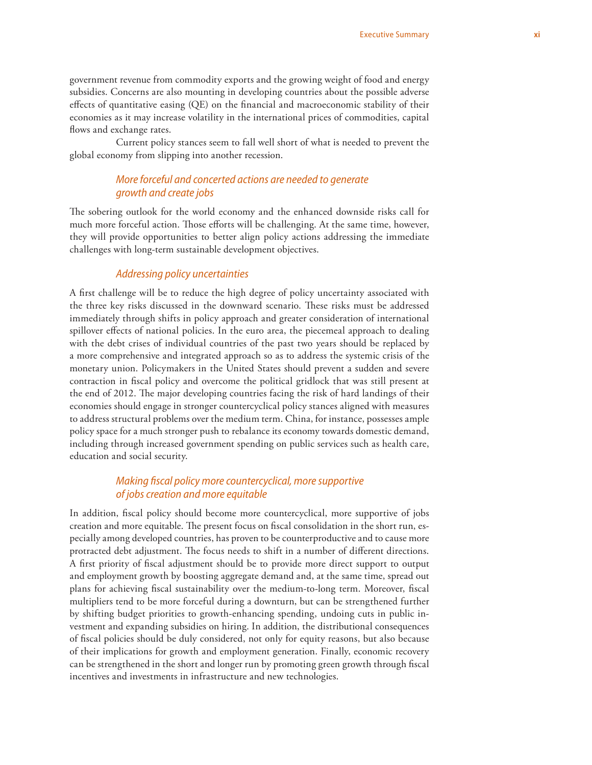government revenue from commodity exports and the growing weight of food and energy subsidies. Concerns are also mounting in developing countries about the possible adverse effects of quantitative easing (QE) on the financial and macroeconomic stability of their economies as it may increase volatility in the international prices of commodities, capital flows and exchange rates.

Current policy stances seem to fall well short of what is needed to prevent the global economy from slipping into another recession.

### *More forceful and concerted actions are needed to generate growth and create jobs*

The sobering outlook for the world economy and the enhanced downside risks call for much more forceful action. Those efforts will be challenging. At the same time, however, they will provide opportunities to better align policy actions addressing the immediate challenges with long-term sustainable development objectives.

### *Addressing policy uncertainties*

A first challenge will be to reduce the high degree of policy uncertainty associated with the three key risks discussed in the downward scenario. These risks must be addressed immediately through shifts in policy approach and greater consideration of international spillover effects of national policies. In the euro area, the piecemeal approach to dealing with the debt crises of individual countries of the past two years should be replaced by a more comprehensive and integrated approach so as to address the systemic crisis of the monetary union. Policymakers in the United States should prevent a sudden and severe contraction in fiscal policy and overcome the political gridlock that was still present at the end of 2012. The major developing countries facing the risk of hard landings of their economies should engage in stronger countercyclical policy stances aligned with measures to address structural problems over the medium term. China, for instance, possesses ample policy space for a much stronger push to rebalance its economy towards domestic demand, including through increased government spending on public services such as health care, education and social security.

### *Making fiscal policy more countercyclical, more supportive of jobs creation and more equitable*

In addition, fiscal policy should become more countercyclical, more supportive of jobs creation and more equitable. The present focus on fiscal consolidation in the short run, especially among developed countries, has proven to be counterproductive and to cause more protracted debt adjustment. The focus needs to shift in a number of different directions. A first priority of fiscal adjustment should be to provide more direct support to output and employment growth by boosting aggregate demand and, at the same time, spread out plans for achieving fiscal sustainability over the medium-to-long term. Moreover, fiscal multipliers tend to be more forceful during a downturn, but can be strengthened further by shifting budget priorities to growth-enhancing spending, undoing cuts in public investment and expanding subsidies on hiring. In addition, the distributional consequences of fiscal policies should be duly considered, not only for equity reasons, but also because of their implications for growth and employment generation. Finally, economic recovery can be strengthened in the short and longer run by promoting green growth through fiscal incentives and investments in infrastructure and new technologies.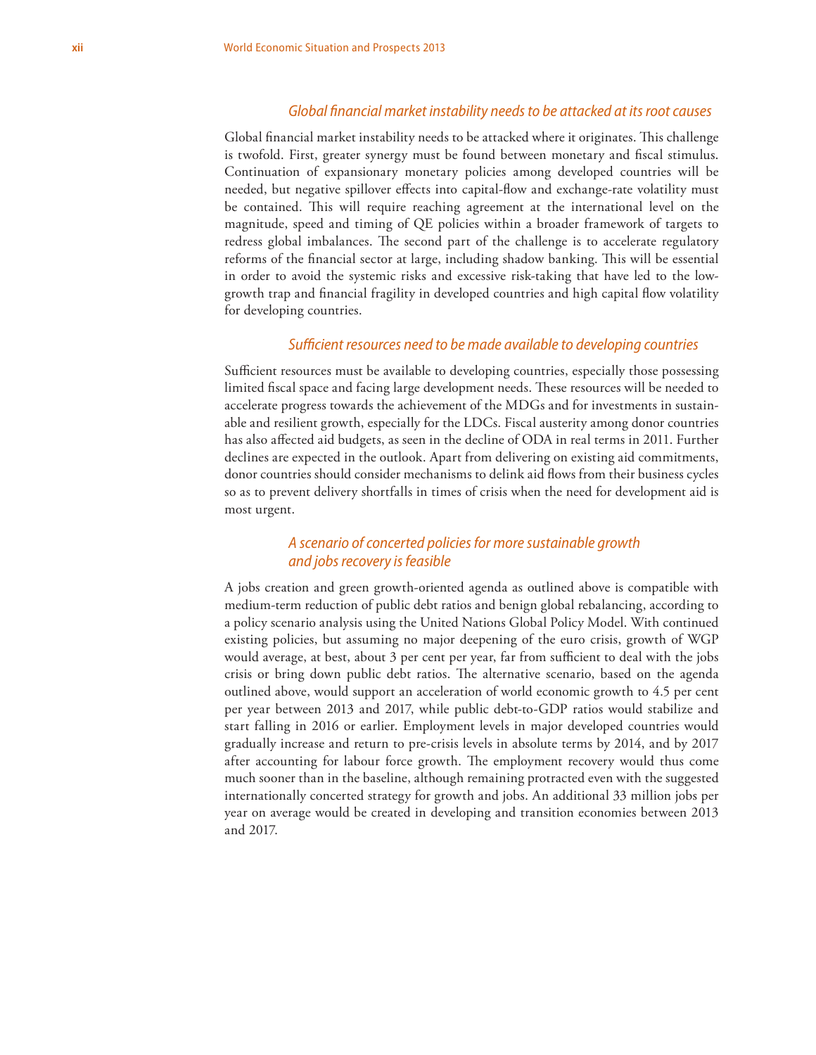### *Global financial market instability needs to be attacked at its root causes*

Global financial market instability needs to be attacked where it originates. This challenge is twofold. First, greater synergy must be found between monetary and fiscal stimulus. Continuation of expansionary monetary policies among developed countries will be needed, but negative spillover effects into capital-flow and exchange-rate volatility must be contained. This will require reaching agreement at the international level on the magnitude, speed and timing of QE policies within a broader framework of targets to redress global imbalances. The second part of the challenge is to accelerate regulatory reforms of the financial sector at large, including shadow banking. This will be essential in order to avoid the systemic risks and excessive risk-taking that have led to the low-growth trap and financial fragility in developed countries and high capital flow volatility for developing countries.

### *Sufficient resources need to be made available to developing countries*

Sufficient resources must be available to developing countries, especially those possessing limited fiscal space and facing large development needs. These resources will be needed to accelerate progress towards the achievement of the MDGs and for investments in sustainable and resilient growth, especially for the LDCs. Fiscal austerity among donor countries has also affected aid budgets, as seen in the decline of ODA in real terms in 2011. Further declines are expected in the outlook. Apart from delivering on existing aid commitments, donor countries should consider mechanisms to delink aid flows from their business cycles so as to prevent delivery shortfalls in times of crisis when the need for development aid is most urgent.

### *A scenario of concerted policies for more sustainable growth and jobs recovery is feasible*

A jobs creation and green growth-oriented agenda as outlined above is compatible with medium-term reduction of public debt ratios and benign global rebalancing, according to a policy scenario analysis using the United Nations Global Policy Model. With continued existing policies, but assuming no major deepening of the euro crisis, growth of WGP would average, at best, about 3 per cent per year, far from sufficient to deal with the jobs crisis or bring down public debt ratios. The alternative scenario, based on the agenda outlined above, would support an acceleration of world economic growth to 4.5 per cent per year between 2013 and 2017, while public debt-to-GDP ratios would stabilize and start falling in 2016 or earlier. Employment levels in major developed countries would gradually increase and return to pre-crisis levels in absolute terms by 2014, and by 2017 after accounting for labour force growth. The employment recovery would thus come much sooner than in the baseline, although remaining protracted even with the suggested internationally concerted strategy for growth and jobs. An additional 33 million jobs per year on average would be created in developing and transition economies between 2013 and 2017.